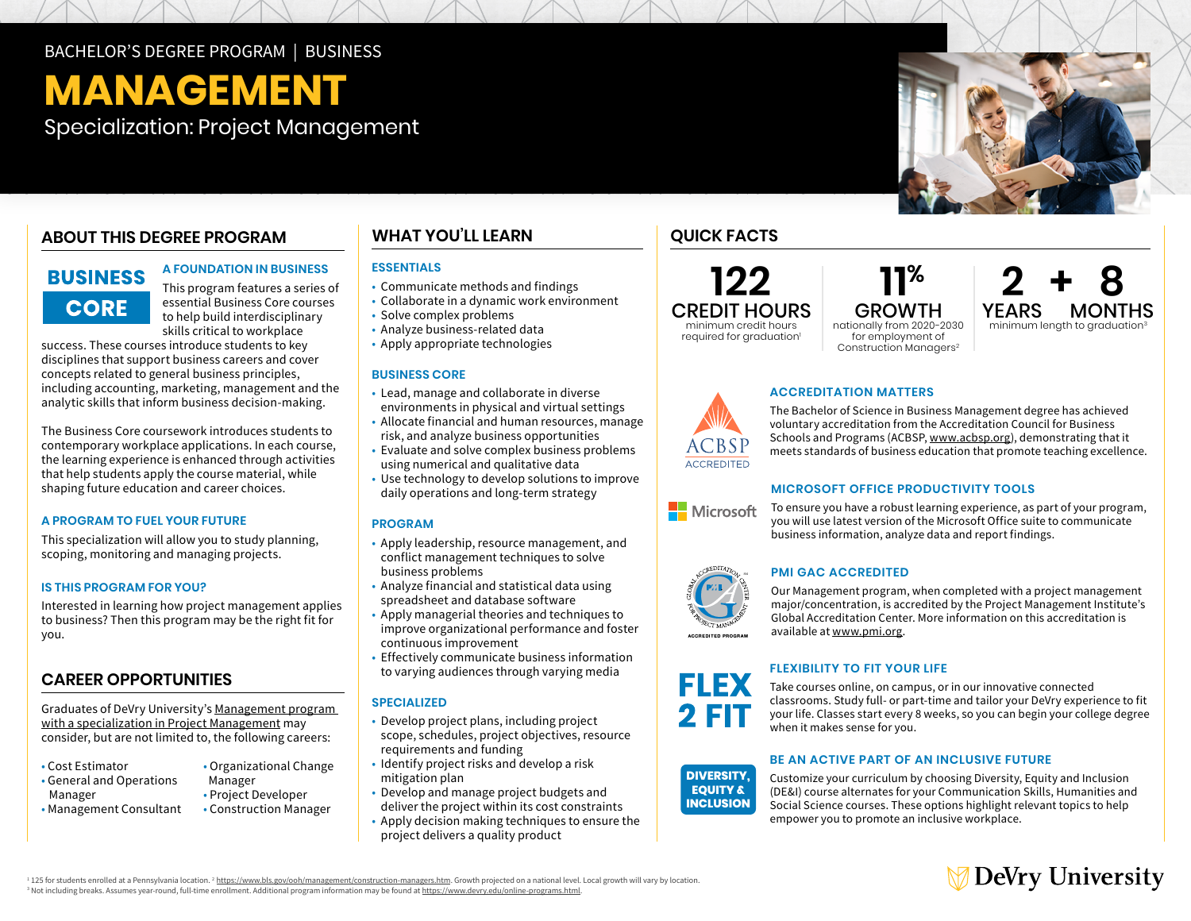BACHELOR'S DEGREE PROGRAM | BUSINESS

# MANAGEMENT

Specialization: Project Management

## ABOUT THIS DEGREE PROGRAM

**BUSINESS CORE**

### A FOUNDATION IN BUSINESS

This program features a series of essential Business Core courses to help build interdisciplinary skills critical to workplace success. These courses introduce students to key disciplines that support business careers and cover concepts related to general business principles, including accounting, marketing, management and the analytic skills that inform business decision-making.

The Business Core coursework introduces students to contemporary workplace applications. In each course, the learning experience is enhanced through activities that help students apply the course material, while shaping future education and career choices.

### A PROGRAM TO FUEL YOUR FUTURE

This specialization will allow you to study planning, scoping, monitoring and managing projects.

### IS THIS PROGRAM FOR YOU?

Interested in learning how project management applies to business? Then this program may be the right fit for you.

## CAREER OPPORTUNITIES

Graduates of DeVry University's Management program with a specialization in Project Management may consider, but are not limited to, the following careers:

- Cost Estimator
- General and Operations Manager
- Management Consultant
- Organizational Change Manager
- Project Developer
- Construction Manager

## WHAT YOU'LL LEARN

### ESSENTIALS

- Communicate methods and findings
- Collaborate in a dynamic work environment
- Solve complex problems
- Analyze business-related data
- Apply appropriate technologies

### BUSINESS CORE

- Lead, manage and collaborate in diverse environments in physical and virtual settings
- Allocate financial and human resources, manage risk, and analyze business opportunities
- Evaluate and solve complex business problems using numerical and qualitative data
- Use technology to develop solutions to improve daily operations and long-term strategy

### PROGRAM

- Apply leadership, resource management, and conflict management techniques to solve business problems
- Analyze financial and statistical data using spreadsheet and database software
- Apply managerial theories and techniques to improve organizational performance and foster continuous improvement
- Effectively communicate business information to varying audiences through varying media

### SPECIALIZED

- Develop project plans, including project scope, schedules, project objectives, resource requirements and funding
- Identify project risks and develop a risk mitigation plan
- Develop and manage project budgets and deliver the project within its cost constraints
- Apply decision making techniques to ensure the project delivers a quality product

## QUICK FACTS

**122 CREDIT HOURS**
minimum credit hours required for graduation[1]

**11% GROWTH**
nationally from 2020-2030 for employment of Construction Managers[2]

**2 YEARS + 8 MONTHS**
minimum length to graduation[3]

### ACCREDITATION MATTERS

ACBSP ACCREDITED

The Bachelor of Science in Business Management degree has achieved voluntary accreditation from the Accreditation Council for Business Schools and Programs (ACBSP, www.acbsp.org), demonstrating that it meets standards of business education that promote teaching excellence.

### MICROSOFT OFFICE PRODUCTIVITY TOOLS

To ensure you have a robust learning experience, as part of your program, you will use latest version of the Microsoft Office suite to communicate business information, analyze data and report findings.

### PMI GAC ACCREDITED

Our Management program, when completed with a project management major/concentration, is accredited by the Project Management Institute's Global Accreditation Center. More information on this accreditation is available at www.pmi.org.

### FLEXIBILITY TO FIT YOUR LIFE

**FLEX 2 FIT**

Take courses online, on campus, or in our innovative connected classrooms. Study full- or part-time and tailor your DeVry experience to fit your life. Classes start every 8 weeks, so you can begin your college degree when it makes sense for you.

### BE AN ACTIVE PART OF AN INCLUSIVE FUTURE

**DIVERSITY, EQUITY & INCLUSION**

Customize your curriculum by choosing Diversity, Equity and Inclusion (DE&I) course alternates for your Communication Skills, Humanities and Social Science courses. These options highlight relevant topics to help empower you to promote an inclusive workplace.

[1] 125 for students enrolled at a Pennsylvania location. [2] https://www.bls.gov/ooh/management/construction-managers.htm. Growth projected on a national level. Local growth will vary by location.
[3] Not including breaks. Assumes year-round, full-time enrollment. Additional program information may be found at https://www.devry.edu/online-programs.html.

DeVry University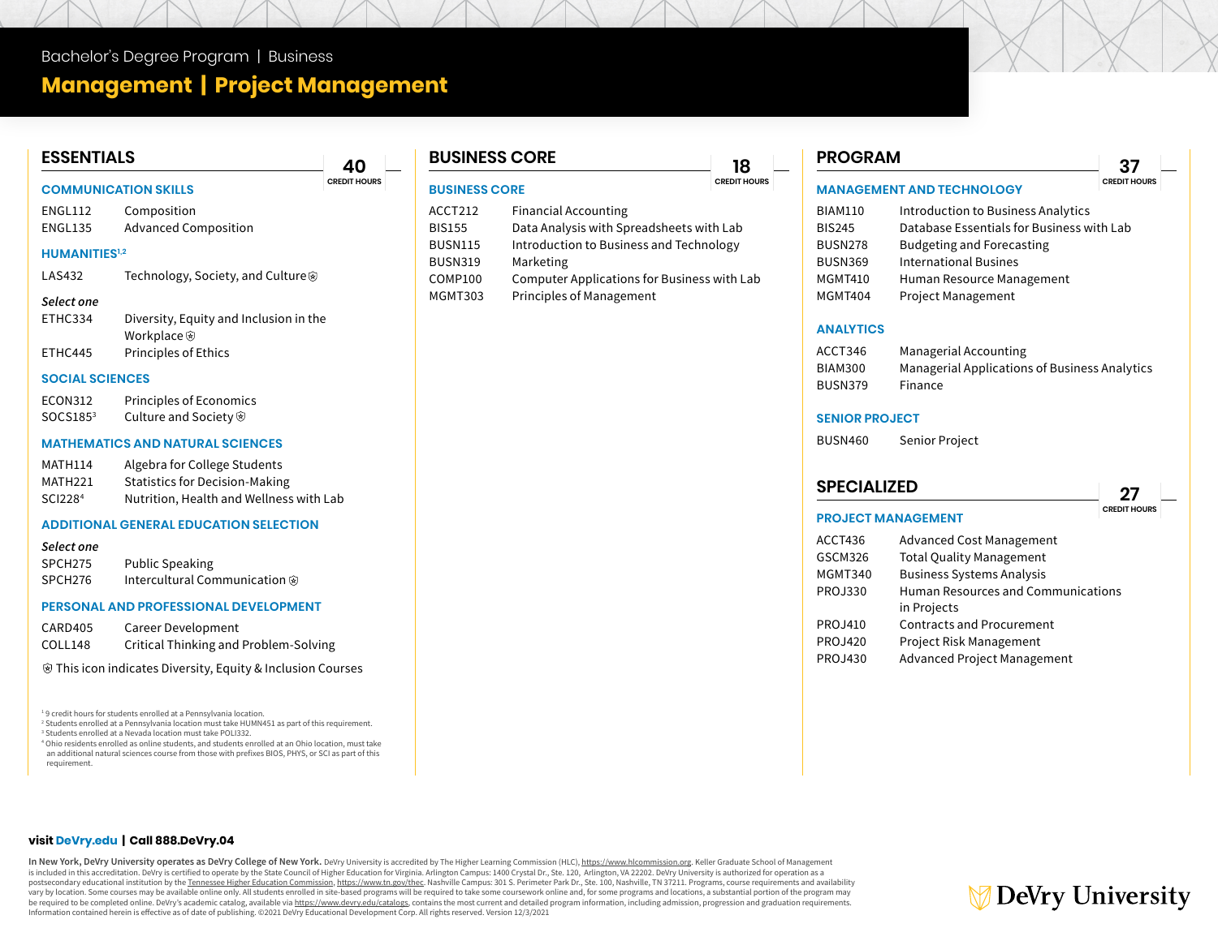Bachelor's Degree Program | Business

# Management | Project Management

## ESSENTIALS

**40** CREDIT HOURS

### COMMUNICATION SKILLS

| | |
|---|---|
| ENGL112 | Composition |
| ENGL135 | Advanced Composition |

### HUMANITIES[1,2]

| | |
|---|---|
| LAS432 | Technology, Society, and Culture ⛨ |

*Select one*

| | |
|---|---|
| ETHC334 | Diversity, Equity and Inclusion in the Workplace ⛨ |
| ETHC445 | Principles of Ethics |

### SOCIAL SCIENCES

| | |
|---|---|
| ECON312 | Principles of Economics |
| SOCS185[3] | Culture and Society ⛨ |

### MATHEMATICS AND NATURAL SCIENCES

| | |
|---|---|
| MATH114 | Algebra for College Students |
| MATH221 | Statistics for Decision-Making |
| SCI228[4] | Nutrition, Health and Wellness with Lab |

### ADDITIONAL GENERAL EDUCATION SELECTION

*Select one*

| | |
|---|---|
| SPCH275 | Public Speaking |
| SPCH276 | Intercultural Communication ⛨ |

### PERSONAL AND PROFESSIONAL DEVELOPMENT

| | |
|---|---|
| CARD405 | Career Development |
| COLL148 | Critical Thinking and Problem-Solving |

⛨ This icon indicates Diversity, Equity & Inclusion Courses

[1] 9 credit hours for students enrolled at a Pennsylvania location.
[2] Students enrolled at a Pennsylvania location must take HUMN451 as part of this requirement.
[3] Students enrolled at a Nevada location must take POLI332.
[4] Ohio residents enrolled as online students, and students enrolled at an Ohio location, must take an additional natural sciences course from those with prefixes BIOS, PHYS, or SCI as part of this requirement.

## BUSINESS CORE

**18** CREDIT HOURS

### BUSINESS CORE

| | |
|---|---|
| ACCT212 | Financial Accounting |
| BIS155 | Data Analysis with Spreadsheets with Lab |
| BUSN115 | Introduction to Business and Technology |
| BUSN319 | Marketing |
| COMP100 | Computer Applications for Business with Lab |
| MGMT303 | Principles of Management |

## PROGRAM

**37** CREDIT HOURS

### MANAGEMENT AND TECHNOLOGY

| | |
|---|---|
| BIAM110 | Introduction to Business Analytics |
| BIS245 | Database Essentials for Business with Lab |
| BUSN278 | Budgeting and Forecasting |
| BUSN369 | International Busines |
| MGMT410 | Human Resource Management |
| MGMT404 | Project Management |

### ANALYTICS

| | |
|---|---|
| ACCT346 | Managerial Accounting |
| BIAM300 | Managerial Applications of Business Analytics |
| BUSN379 | Finance |

### SENIOR PROJECT

| | |
|---|---|
| BUSN460 | Senior Project |

## SPECIALIZED

**27** CREDIT HOURS

### PROJECT MANAGEMENT

| | |
|---|---|
| ACCT436 | Advanced Cost Management |
| GSCM326 | Total Quality Management |
| MGMT340 | Business Systems Analysis |
| PROJ330 | Human Resources and Communications in Projects |
| PROJ410 | Contracts and Procurement |
| PROJ420 | Project Risk Management |
| PROJ430 | Advanced Project Management |

**visit DeVry.edu | Call 888.DeVry.04**

**In New York, DeVry University operates as DeVry College of New York.** DeVry University is accredited by The Higher Learning Commission (HLC), https://www.hlcommission.org. Keller Graduate School of Management is included in this accreditation. DeVry is certified to operate by the State Council of Higher Education for Virginia. Arlington Campus: 1400 Crystal Dr., Ste. 120, Arlington, VA 22202. DeVry University is authorized for operation as a postsecondary educational institution by the Tennessee Higher Education Commission, https://www.tn.gov/thec. Nashville Campus: 301 S. Perimeter Park Dr., Ste. 100, Nashville, TN 37211. Programs, course requirements and availability vary by location. Some courses may be available online only. All students enrolled in site-based programs will be required to take some coursework online and, for some programs and locations, a substantial portion of the program may be required to be completed online. DeVry's academic catalog, available via https://www.devry.edu/catalogs, contains the most current and detailed program information, including admission, progression and graduation requirements. Information contained herein is effective as of date of publishing. ©2021 DeVry Educational Development Corp. All rights reserved. Version 12/3/2021

DeVry University